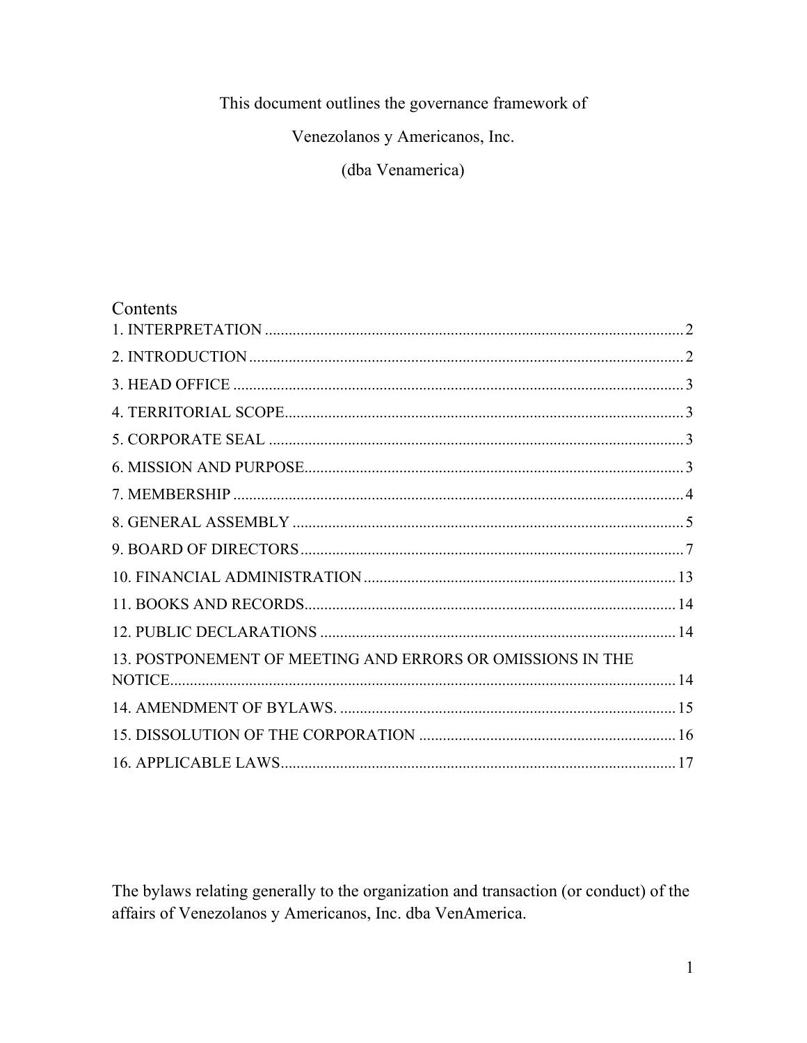This document outlines the governance framework of

Venezolanos y Americanos, Inc.

(dba Venamerica)

## Contents

1. INTERPRETATION ........................................................................................................ 2
2. INTRODUCTION ........................................................................................................... 2
3. HEAD OFFICE ................................................................................................................ 3
4. TERRITORIAL SCOPE .................................................................................................. 3
5. CORPORATE SEAL ....................................................................................................... 3
6. MISSION AND PURPOSE ............................................................................................. 3
7. MEMBERSHIP ............................................................................................................... 4
8. GENERAL ASSEMBLY ................................................................................................. 5
9. BOARD OF DIRECTORS ............................................................................................... 7
10. FINANCIAL ADMINISTRATION .............................................................................. 13
11. BOOKS AND RECORDS ............................................................................................. 14
12. PUBLIC DECLARATIONS .......................................................................................... 14
13. POSTPONEMENT OF MEETING AND ERRORS OR OMISSIONS IN THE NOTICE ............................................................................................................................... 14
14. AMENDMENT OF BYLAWS. .................................................................................... 15
15. DISSOLUTION OF THE CORPORATION ................................................................ 16
16. APPLICABLE LAWS ................................................................................................... 17

The bylaws relating generally to the organization and transaction (or conduct) of the affairs of Venezolanos y Americanos, Inc. dba VenAmerica.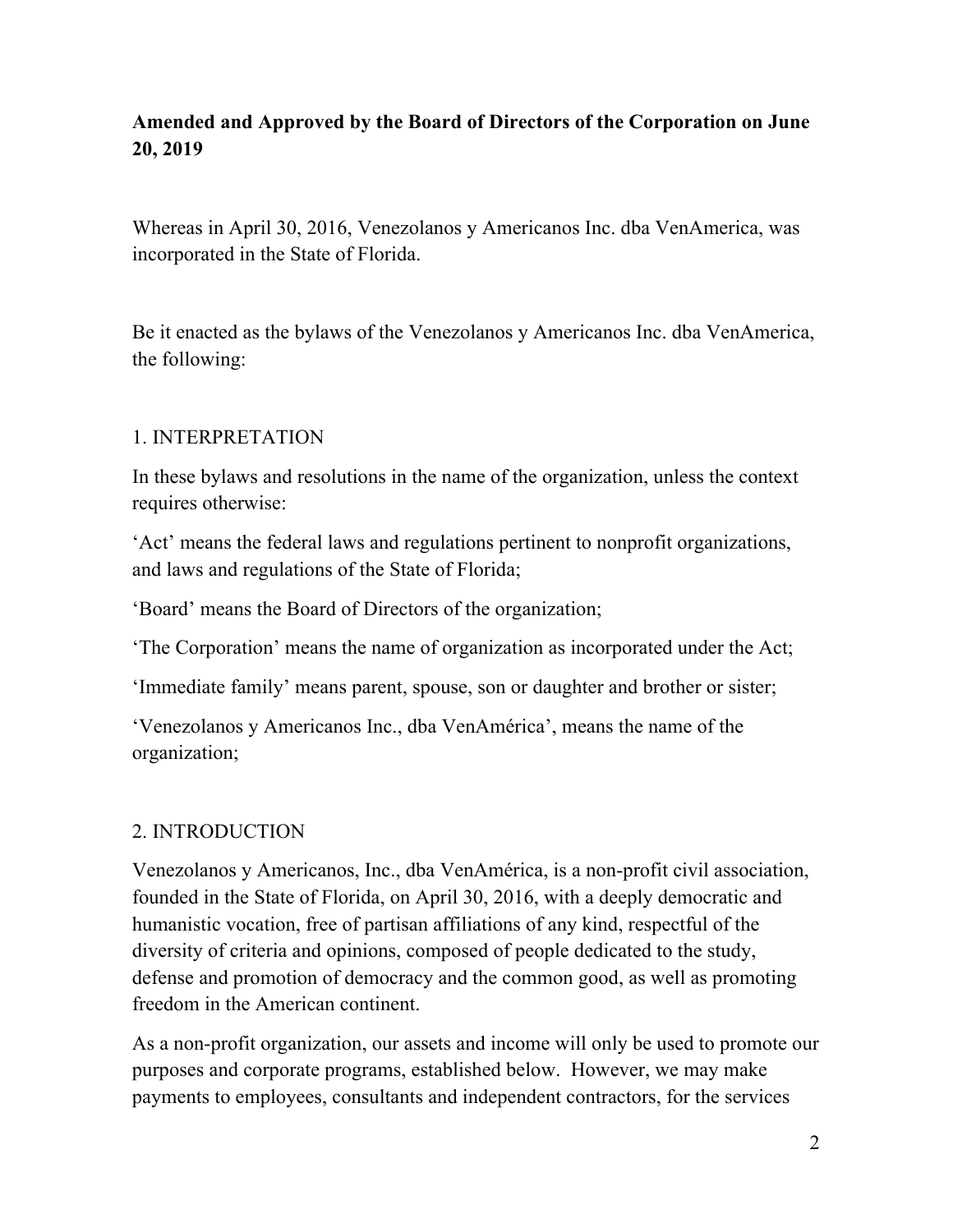**Amended and Approved by the Board of Directors of the Corporation on June 20, 2019**

Whereas in April 30, 2016, Venezolanos y Americanos Inc. dba VenAmerica, was incorporated in the State of Florida.

Be it enacted as the bylaws of the Venezolanos y Americanos Inc. dba VenAmerica, the following:

## 1. INTERPRETATION

In these bylaws and resolutions in the name of the organization, unless the context requires otherwise:

'Act' means the federal laws and regulations pertinent to nonprofit organizations, and laws and regulations of the State of Florida;

'Board' means the Board of Directors of the organization;

'The Corporation' means the name of organization as incorporated under the Act;

'Immediate family' means parent, spouse, son or daughter and brother or sister;

'Venezolanos y Americanos Inc., dba VenAmérica', means the name of the organization;

## 2. INTRODUCTION

Venezolanos y Americanos, Inc., dba VenAmérica, is a non-profit civil association, founded in the State of Florida, on April 30, 2016, with a deeply democratic and humanistic vocation, free of partisan affiliations of any kind, respectful of the diversity of criteria and opinions, composed of people dedicated to the study, defense and promotion of democracy and the common good, as well as promoting freedom in the American continent.

As a non-profit organization, our assets and income will only be used to promote our purposes and corporate programs, established below. However, we may make payments to employees, consultants and independent contractors, for the services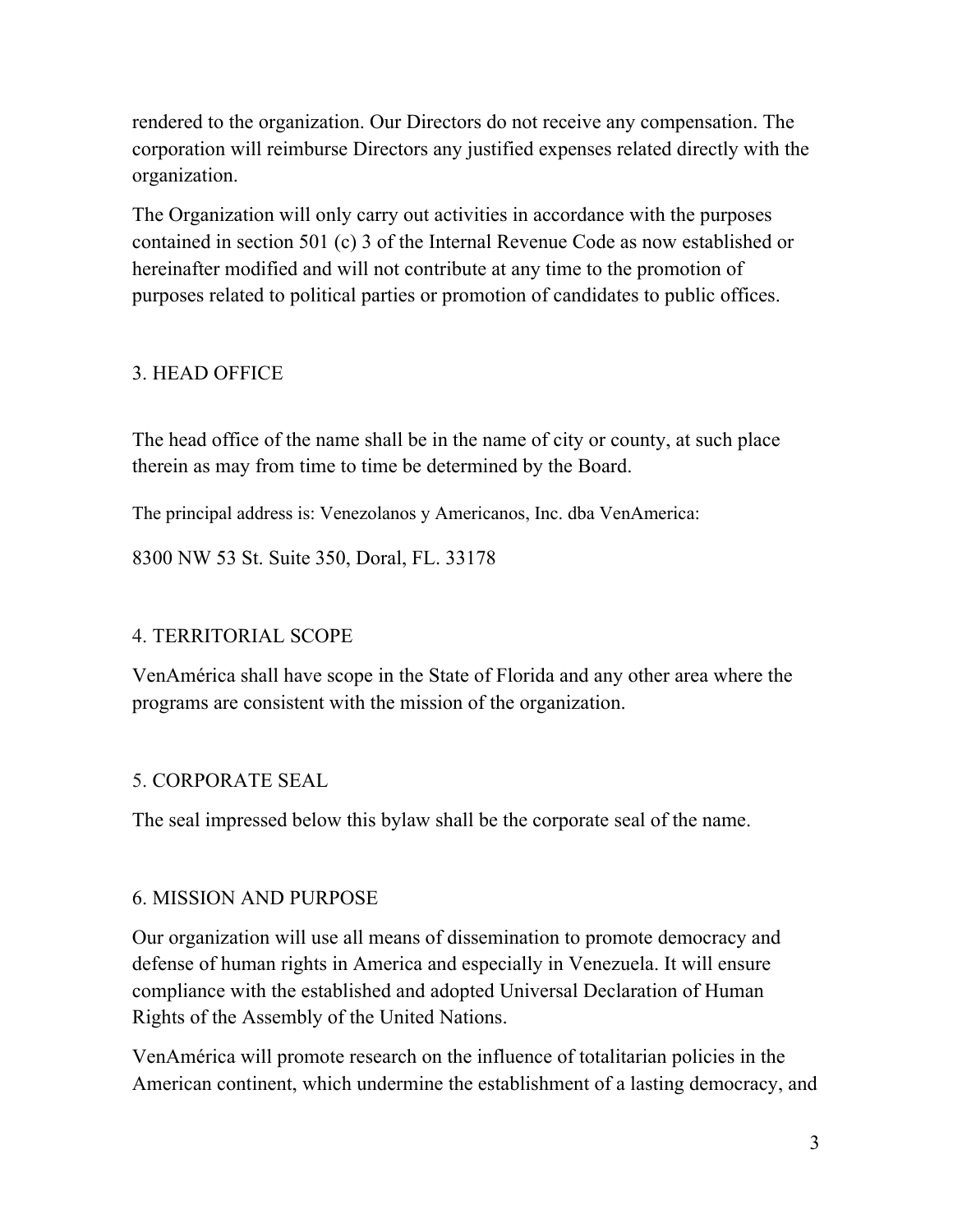rendered to the organization. Our Directors do not receive any compensation. The corporation will reimburse Directors any justified expenses related directly with the organization.

The Organization will only carry out activities in accordance with the purposes contained in section 501 (c) 3 of the Internal Revenue Code as now established or hereinafter modified and will not contribute at any time to the promotion of purposes related to political parties or promotion of candidates to public offices.

## 3. HEAD OFFICE

The head office of the name shall be in the name of city or county, at such place therein as may from time to time be determined by the Board.

The principal address is: Venezolanos y Americanos, Inc. dba VenAmerica:

8300 NW 53 St. Suite 350, Doral, FL. 33178

## 4. TERRITORIAL SCOPE

VenAmérica shall have scope in the State of Florida and any other area where the programs are consistent with the mission of the organization.

## 5. CORPORATE SEAL

The seal impressed below this bylaw shall be the corporate seal of the name.

## 6. MISSION AND PURPOSE

Our organization will use all means of dissemination to promote democracy and defense of human rights in America and especially in Venezuela. It will ensure compliance with the established and adopted Universal Declaration of Human Rights of the Assembly of the United Nations.

VenAmérica will promote research on the influence of totalitarian policies in the American continent, which undermine the establishment of a lasting democracy, and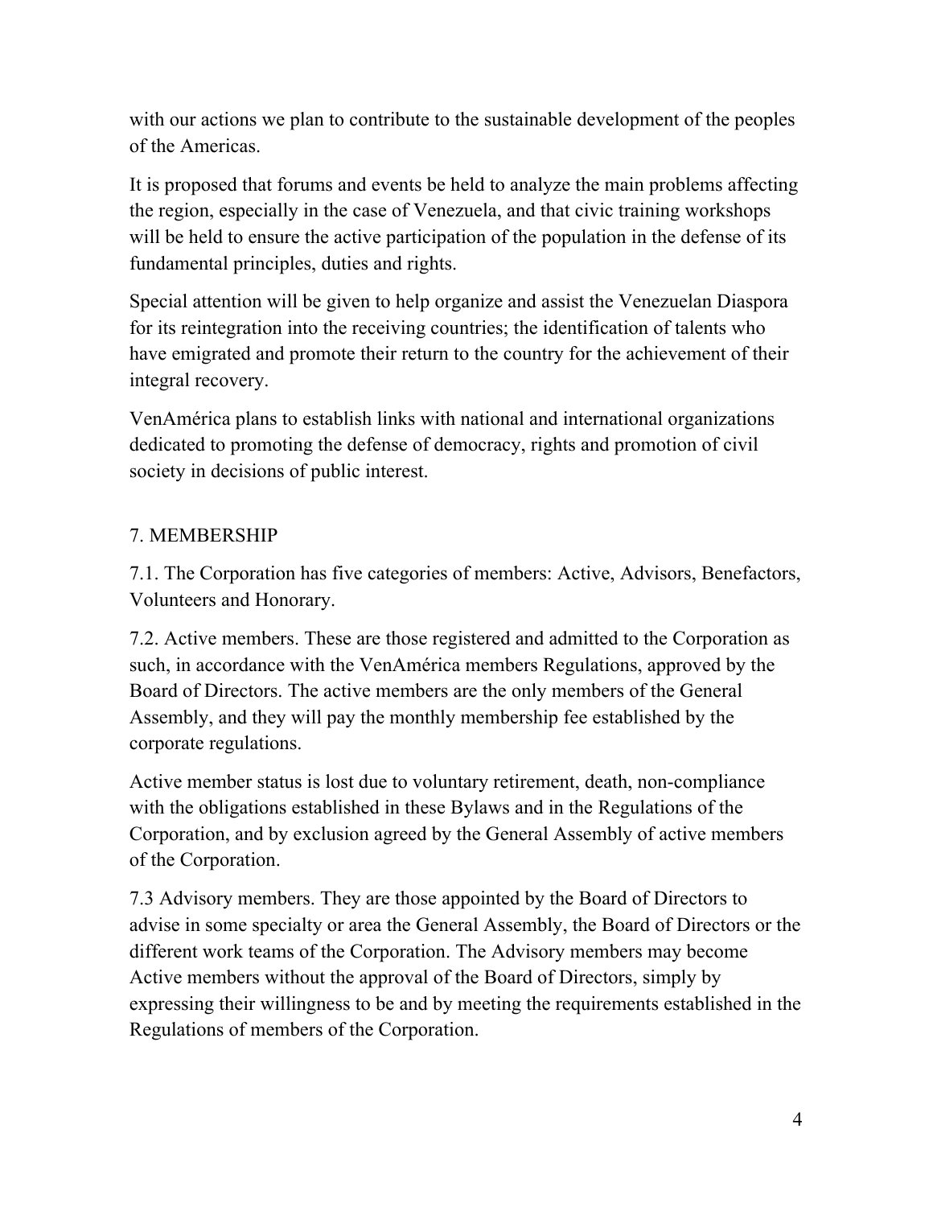with our actions we plan to contribute to the sustainable development of the peoples of the Americas.

It is proposed that forums and events be held to analyze the main problems affecting the region, especially in the case of Venezuela, and that civic training workshops will be held to ensure the active participation of the population in the defense of its fundamental principles, duties and rights.

Special attention will be given to help organize and assist the Venezuelan Diaspora for its reintegration into the receiving countries; the identification of talents who have emigrated and promote their return to the country for the achievement of their integral recovery.

VenAmérica plans to establish links with national and international organizations dedicated to promoting the defense of democracy, rights and promotion of civil society in decisions of public interest.

## 7. MEMBERSHIP

7.1. The Corporation has five categories of members: Active, Advisors, Benefactors, Volunteers and Honorary.

7.2. Active members. These are those registered and admitted to the Corporation as such, in accordance with the VenAmérica members Regulations, approved by the Board of Directors. The active members are the only members of the General Assembly, and they will pay the monthly membership fee established by the corporate regulations.

Active member status is lost due to voluntary retirement, death, non-compliance with the obligations established in these Bylaws and in the Regulations of the Corporation, and by exclusion agreed by the General Assembly of active members of the Corporation.

7.3 Advisory members. They are those appointed by the Board of Directors to advise in some specialty or area the General Assembly, the Board of Directors or the different work teams of the Corporation. The Advisory members may become Active members without the approval of the Board of Directors, simply by expressing their willingness to be and by meeting the requirements established in the Regulations of members of the Corporation.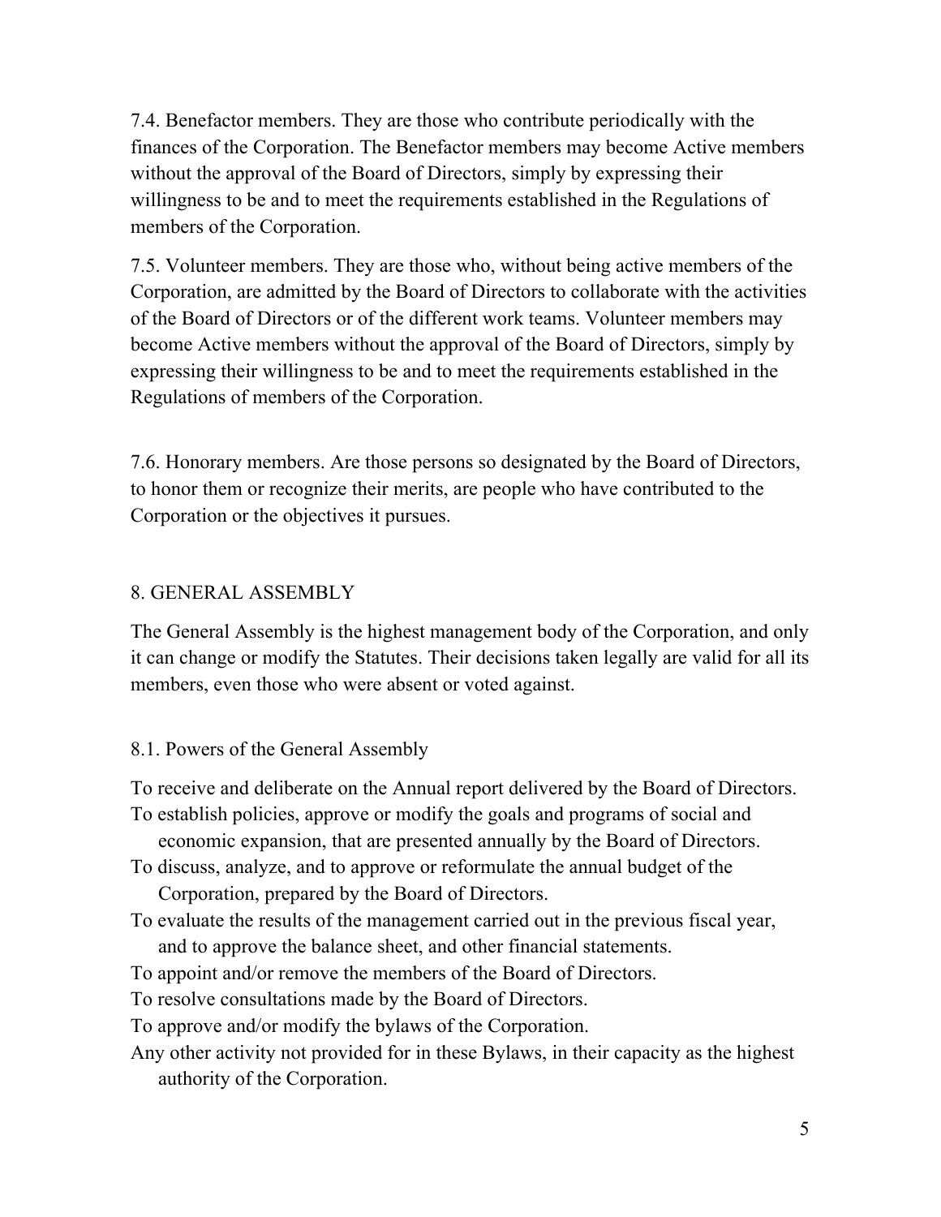7.4. Benefactor members. They are those who contribute periodically with the finances of the Corporation. The Benefactor members may become Active members without the approval of the Board of Directors, simply by expressing their willingness to be and to meet the requirements established in the Regulations of members of the Corporation.

7.5. Volunteer members. They are those who, without being active members of the Corporation, are admitted by the Board of Directors to collaborate with the activities of the Board of Directors or of the different work teams. Volunteer members may become Active members without the approval of the Board of Directors, simply by expressing their willingness to be and to meet the requirements established in the Regulations of members of the Corporation.

7.6. Honorary members. Are those persons so designated by the Board of Directors, to honor them or recognize their merits, are people who have contributed to the Corporation or the objectives it pursues.

## 8. GENERAL ASSEMBLY

The General Assembly is the highest management body of the Corporation, and only it can change or modify the Statutes. Their decisions taken legally are valid for all its members, even those who were absent or voted against.

### 8.1. Powers of the General Assembly

- To receive and deliberate on the Annual report delivered by the Board of Directors.
- To establish policies, approve or modify the goals and programs of social and economic expansion, that are presented annually by the Board of Directors.
- To discuss, analyze, and to approve or reformulate the annual budget of the Corporation, prepared by the Board of Directors.
- To evaluate the results of the management carried out in the previous fiscal year, and to approve the balance sheet, and other financial statements.
- To appoint and/or remove the members of the Board of Directors.
- To resolve consultations made by the Board of Directors.
- To approve and/or modify the bylaws of the Corporation.
- Any other activity not provided for in these Bylaws, in their capacity as the highest authority of the Corporation.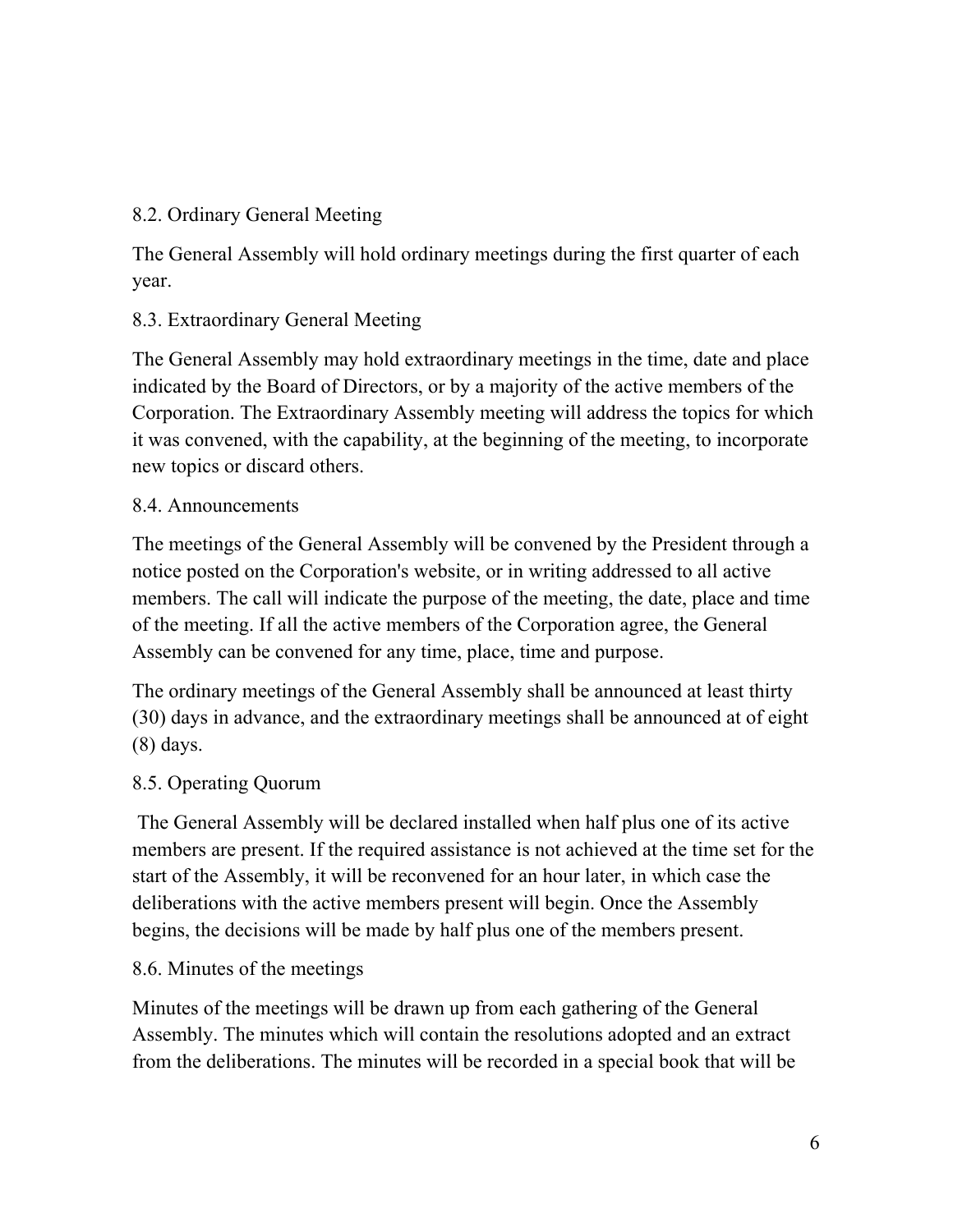### 8.2. Ordinary General Meeting

The General Assembly will hold ordinary meetings during the first quarter of each year.

### 8.3. Extraordinary General Meeting

The General Assembly may hold extraordinary meetings in the time, date and place indicated by the Board of Directors, or by a majority of the active members of the Corporation. The Extraordinary Assembly meeting will address the topics for which it was convened, with the capability, at the beginning of the meeting, to incorporate new topics or discard others.

### 8.4. Announcements

The meetings of the General Assembly will be convened by the President through a notice posted on the Corporation's website, or in writing addressed to all active members. The call will indicate the purpose of the meeting, the date, place and time of the meeting. If all the active members of the Corporation agree, the General Assembly can be convened for any time, place, time and purpose.

The ordinary meetings of the General Assembly shall be announced at least thirty (30) days in advance, and the extraordinary meetings shall be announced at of eight (8) days.

### 8.5. Operating Quorum

The General Assembly will be declared installed when half plus one of its active members are present. If the required assistance is not achieved at the time set for the start of the Assembly, it will be reconvened for an hour later, in which case the deliberations with the active members present will begin. Once the Assembly begins, the decisions will be made by half plus one of the members present.

### 8.6. Minutes of the meetings

Minutes of the meetings will be drawn up from each gathering of the General Assembly. The minutes which will contain the resolutions adopted and an extract from the deliberations. The minutes will be recorded in a special book that will be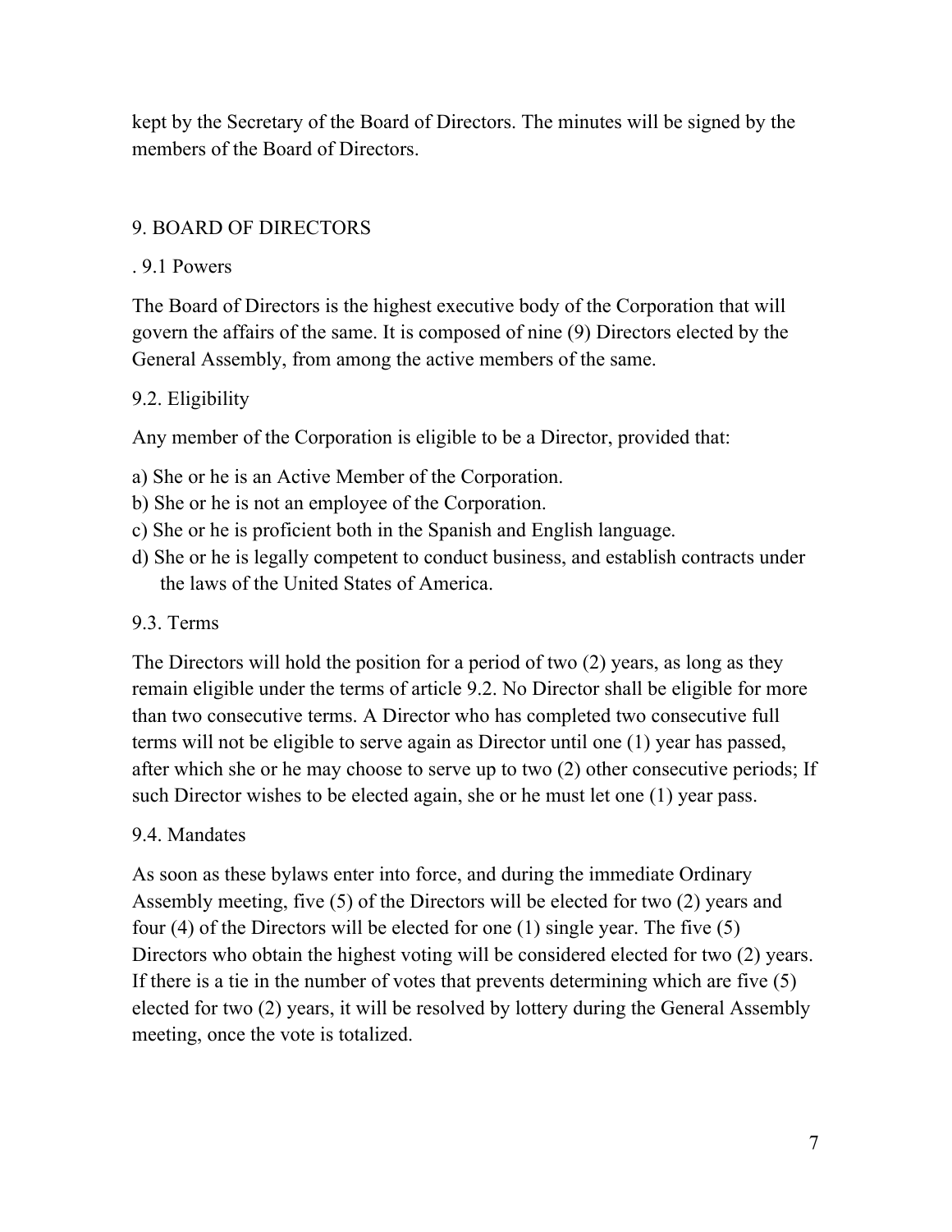kept by the Secretary of the Board of Directors. The minutes will be signed by the members of the Board of Directors.

## 9. BOARD OF DIRECTORS

### . 9.1 Powers

The Board of Directors is the highest executive body of the Corporation that will govern the affairs of the same. It is composed of nine (9) Directors elected by the General Assembly, from among the active members of the same.

### 9.2. Eligibility

Any member of the Corporation is eligible to be a Director, provided that:

a) She or he is an Active Member of the Corporation.
b) She or he is not an employee of the Corporation.
c) She or he is proficient both in the Spanish and English language.
d) She or he is legally competent to conduct business, and establish contracts under the laws of the United States of America.

### 9.3. Terms

The Directors will hold the position for a period of two (2) years, as long as they remain eligible under the terms of article 9.2. No Director shall be eligible for more than two consecutive terms. A Director who has completed two consecutive full terms will not be eligible to serve again as Director until one (1) year has passed, after which she or he may choose to serve up to two (2) other consecutive periods; If such Director wishes to be elected again, she or he must let one (1) year pass.

### 9.4. Mandates

As soon as these bylaws enter into force, and during the immediate Ordinary Assembly meeting, five (5) of the Directors will be elected for two (2) years and four (4) of the Directors will be elected for one (1) single year. The five (5) Directors who obtain the highest voting will be considered elected for two (2) years. If there is a tie in the number of votes that prevents determining which are five (5) elected for two (2) years, it will be resolved by lottery during the General Assembly meeting, once the vote is totalized.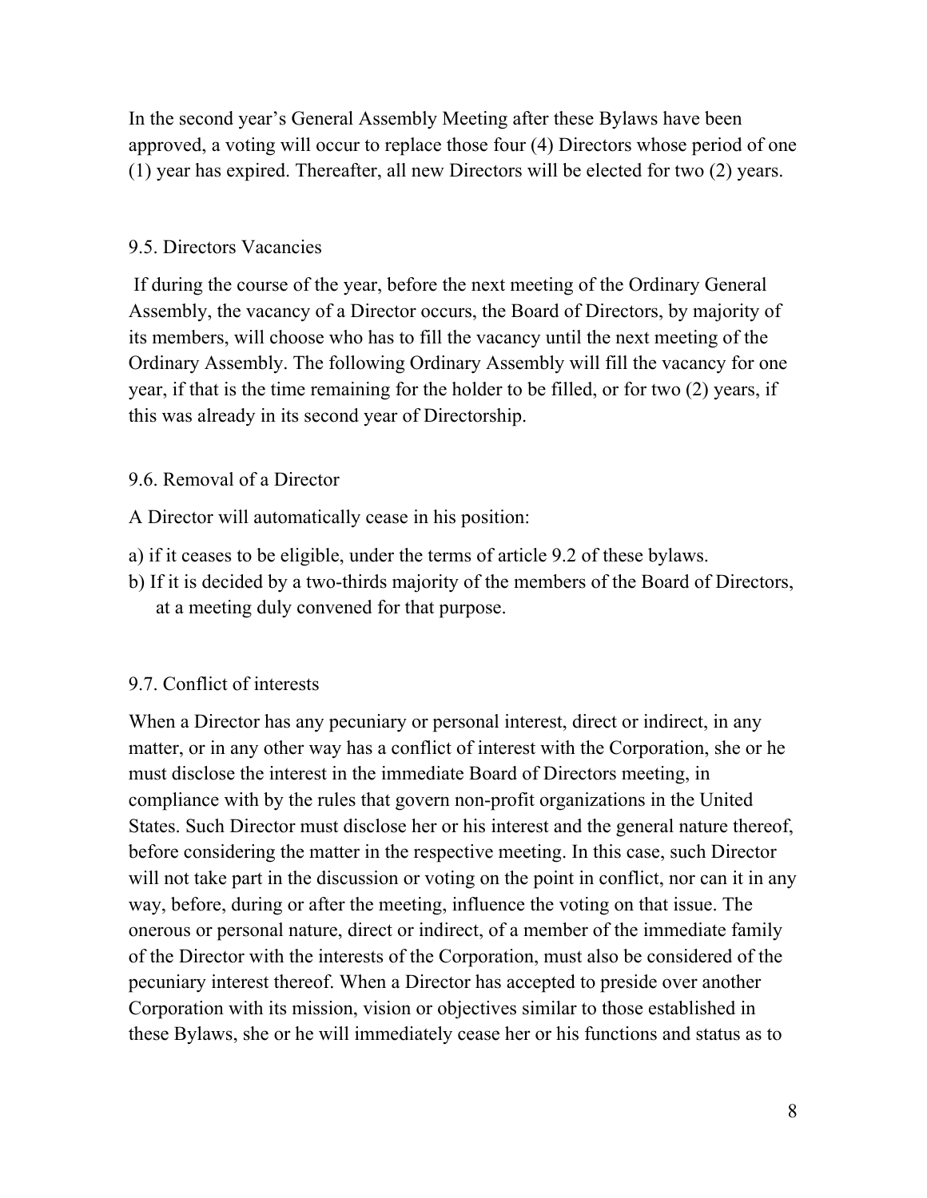In the second year's General Assembly Meeting after these Bylaws have been approved, a voting will occur to replace those four (4) Directors whose period of one (1) year has expired. Thereafter, all new Directors will be elected for two (2) years.

### 9.5. Directors Vacancies

If during the course of the year, before the next meeting of the Ordinary General Assembly, the vacancy of a Director occurs, the Board of Directors, by majority of its members, will choose who has to fill the vacancy until the next meeting of the Ordinary Assembly. The following Ordinary Assembly will fill the vacancy for one year, if that is the time remaining for the holder to be filled, or for two (2) years, if this was already in its second year of Directorship.

### 9.6. Removal of a Director

A Director will automatically cease in his position:

a) if it ceases to be eligible, under the terms of article 9.2 of these bylaws.
b) If it is decided by a two-thirds majority of the members of the Board of Directors, at a meeting duly convened for that purpose.

### 9.7. Conflict of interests

When a Director has any pecuniary or personal interest, direct or indirect, in any matter, or in any other way has a conflict of interest with the Corporation, she or he must disclose the interest in the immediate Board of Directors meeting, in compliance with by the rules that govern non-profit organizations in the United States. Such Director must disclose her or his interest and the general nature thereof, before considering the matter in the respective meeting. In this case, such Director will not take part in the discussion or voting on the point in conflict, nor can it in any way, before, during or after the meeting, influence the voting on that issue. The onerous or personal nature, direct or indirect, of a member of the immediate family of the Director with the interests of the Corporation, must also be considered of the pecuniary interest thereof. When a Director has accepted to preside over another Corporation with its mission, vision or objectives similar to those established in these Bylaws, she or he will immediately cease her or his functions and status as to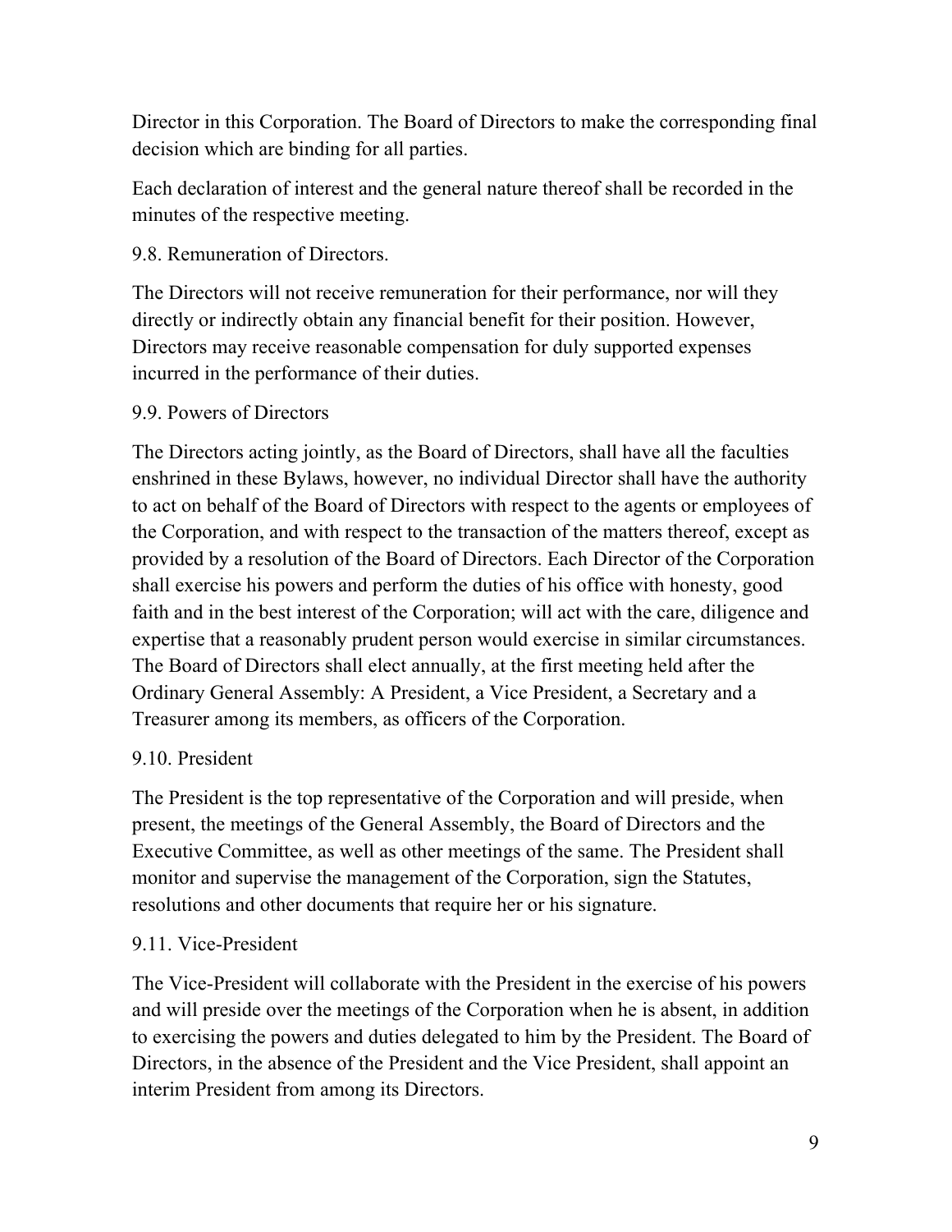Director in this Corporation. The Board of Directors to make the corresponding final decision which are binding for all parties.

Each declaration of interest and the general nature thereof shall be recorded in the minutes of the respective meeting.

### 9.8. Remuneration of Directors.

The Directors will not receive remuneration for their performance, nor will they directly or indirectly obtain any financial benefit for their position. However, Directors may receive reasonable compensation for duly supported expenses incurred in the performance of their duties.

### 9.9. Powers of Directors

The Directors acting jointly, as the Board of Directors, shall have all the faculties enshrined in these Bylaws, however, no individual Director shall have the authority to act on behalf of the Board of Directors with respect to the agents or employees of the Corporation, and with respect to the transaction of the matters thereof, except as provided by a resolution of the Board of Directors. Each Director of the Corporation shall exercise his powers and perform the duties of his office with honesty, good faith and in the best interest of the Corporation; will act with the care, diligence and expertise that a reasonably prudent person would exercise in similar circumstances. The Board of Directors shall elect annually, at the first meeting held after the Ordinary General Assembly: A President, a Vice President, a Secretary and a Treasurer among its members, as officers of the Corporation.

### 9.10. President

The President is the top representative of the Corporation and will preside, when present, the meetings of the General Assembly, the Board of Directors and the Executive Committee, as well as other meetings of the same. The President shall monitor and supervise the management of the Corporation, sign the Statutes, resolutions and other documents that require her or his signature.

### 9.11. Vice-President

The Vice-President will collaborate with the President in the exercise of his powers and will preside over the meetings of the Corporation when he is absent, in addition to exercising the powers and duties delegated to him by the President. The Board of Directors, in the absence of the President and the Vice President, shall appoint an interim President from among its Directors.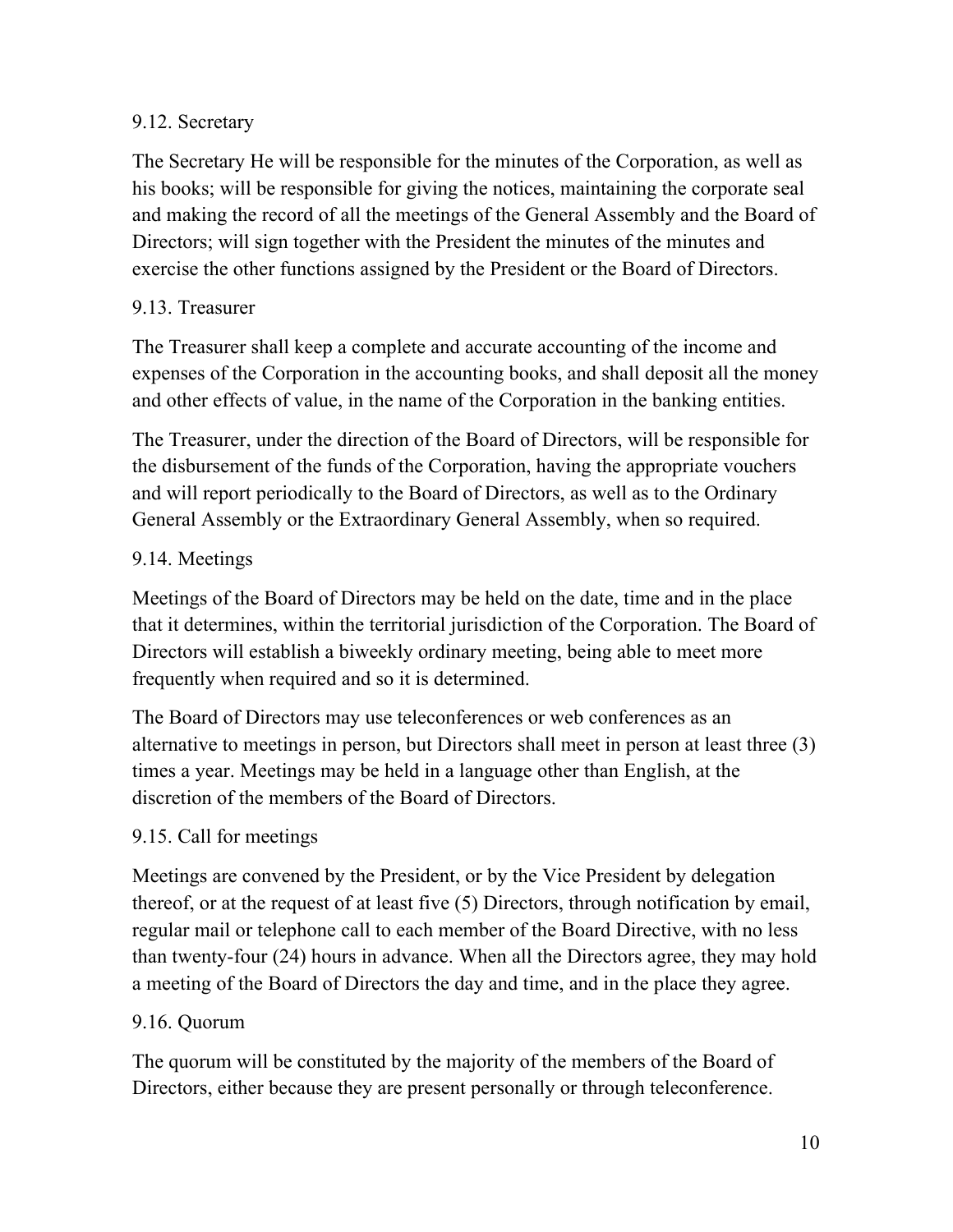### 9.12. Secretary

The Secretary He will be responsible for the minutes of the Corporation, as well as his books; will be responsible for giving the notices, maintaining the corporate seal and making the record of all the meetings of the General Assembly and the Board of Directors; will sign together with the President the minutes of the minutes and exercise the other functions assigned by the President or the Board of Directors.

### 9.13. Treasurer

The Treasurer shall keep a complete and accurate accounting of the income and expenses of the Corporation in the accounting books, and shall deposit all the money and other effects of value, in the name of the Corporation in the banking entities.

The Treasurer, under the direction of the Board of Directors, will be responsible for the disbursement of the funds of the Corporation, having the appropriate vouchers and will report periodically to the Board of Directors, as well as to the Ordinary General Assembly or the Extraordinary General Assembly, when so required.

### 9.14. Meetings

Meetings of the Board of Directors may be held on the date, time and in the place that it determines, within the territorial jurisdiction of the Corporation. The Board of Directors will establish a biweekly ordinary meeting, being able to meet more frequently when required and so it is determined.

The Board of Directors may use teleconferences or web conferences as an alternative to meetings in person, but Directors shall meet in person at least three (3) times a year. Meetings may be held in a language other than English, at the discretion of the members of the Board of Directors.

### 9.15. Call for meetings

Meetings are convened by the President, or by the Vice President by delegation thereof, or at the request of at least five (5) Directors, through notification by email, regular mail or telephone call to each member of the Board Directive, with no less than twenty-four (24) hours in advance. When all the Directors agree, they may hold a meeting of the Board of Directors the day and time, and in the place they agree.

### 9.16. Quorum

The quorum will be constituted by the majority of the members of the Board of Directors, either because they are present personally or through teleconference.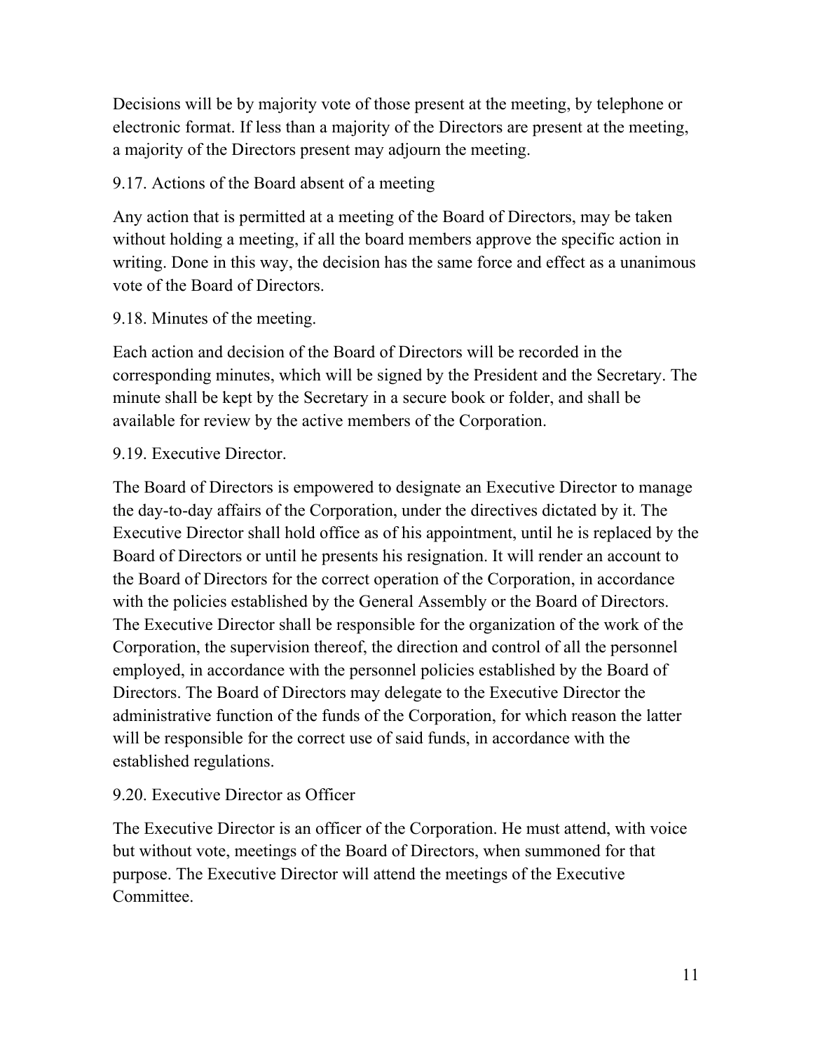Decisions will be by majority vote of those present at the meeting, by telephone or electronic format. If less than a majority of the Directors are present at the meeting, a majority of the Directors present may adjourn the meeting.

9.17. Actions of the Board absent of a meeting

Any action that is permitted at a meeting of the Board of Directors, may be taken without holding a meeting, if all the board members approve the specific action in writing. Done in this way, the decision has the same force and effect as a unanimous vote of the Board of Directors.

9.18. Minutes of the meeting.

Each action and decision of the Board of Directors will be recorded in the corresponding minutes, which will be signed by the President and the Secretary. The minute shall be kept by the Secretary in a secure book or folder, and shall be available for review by the active members of the Corporation.

9.19. Executive Director.

The Board of Directors is empowered to designate an Executive Director to manage the day-to-day affairs of the Corporation, under the directives dictated by it. The Executive Director shall hold office as of his appointment, until he is replaced by the Board of Directors or until he presents his resignation. It will render an account to the Board of Directors for the correct operation of the Corporation, in accordance with the policies established by the General Assembly or the Board of Directors. The Executive Director shall be responsible for the organization of the work of the Corporation, the supervision thereof, the direction and control of all the personnel employed, in accordance with the personnel policies established by the Board of Directors. The Board of Directors may delegate to the Executive Director the administrative function of the funds of the Corporation, for which reason the latter will be responsible for the correct use of said funds, in accordance with the established regulations.

9.20. Executive Director as Officer

The Executive Director is an officer of the Corporation. He must attend, with voice but without vote, meetings of the Board of Directors, when summoned for that purpose. The Executive Director will attend the meetings of the Executive Committee.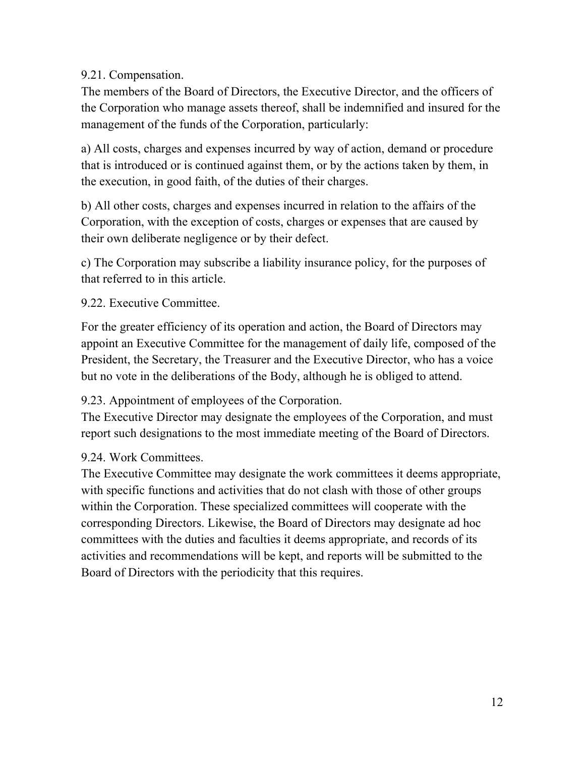9.21. Compensation.

The members of the Board of Directors, the Executive Director, and the officers of the Corporation who manage assets thereof, shall be indemnified and insured for the management of the funds of the Corporation, particularly:

a) All costs, charges and expenses incurred by way of action, demand or procedure that is introduced or is continued against them, or by the actions taken by them, in the execution, in good faith, of the duties of their charges.

b) All other costs, charges and expenses incurred in relation to the affairs of the Corporation, with the exception of costs, charges or expenses that are caused by their own deliberate negligence or by their defect.

c) The Corporation may subscribe a liability insurance policy, for the purposes of that referred to in this article.

9.22. Executive Committee.

For the greater efficiency of its operation and action, the Board of Directors may appoint an Executive Committee for the management of daily life, composed of the President, the Secretary, the Treasurer and the Executive Director, who has a voice but no vote in the deliberations of the Body, although he is obliged to attend.

9.23. Appointment of employees of the Corporation.

The Executive Director may designate the employees of the Corporation, and must report such designations to the most immediate meeting of the Board of Directors.

9.24. Work Committees.

The Executive Committee may designate the work committees it deems appropriate, with specific functions and activities that do not clash with those of other groups within the Corporation. These specialized committees will cooperate with the corresponding Directors. Likewise, the Board of Directors may designate ad hoc committees with the duties and faculties it deems appropriate, and records of its activities and recommendations will be kept, and reports will be submitted to the Board of Directors with the periodicity that this requires.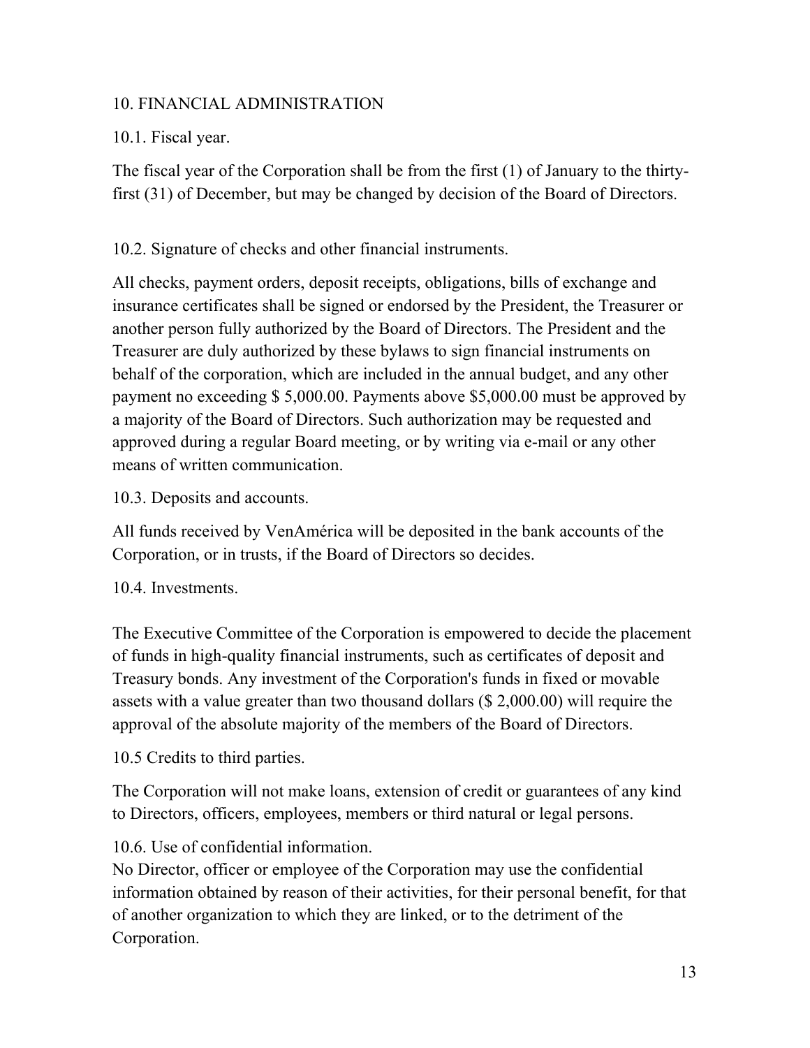## 10. FINANCIAL ADMINISTRATION

### 10.1. Fiscal year.

The fiscal year of the Corporation shall be from the first (1) of January to the thirty-first (31) of December, but may be changed by decision of the Board of Directors.

### 10.2. Signature of checks and other financial instruments.

All checks, payment orders, deposit receipts, obligations, bills of exchange and insurance certificates shall be signed or endorsed by the President, the Treasurer or another person fully authorized by the Board of Directors. The President and the Treasurer are duly authorized by these bylaws to sign financial instruments on behalf of the corporation, which are included in the annual budget, and any other payment no exceeding $ 5,000.00. Payments above $5,000.00 must be approved by a majority of the Board of Directors. Such authorization may be requested and approved during a regular Board meeting, or by writing via e-mail or any other means of written communication.

### 10.3. Deposits and accounts.

All funds received by VenAmérica will be deposited in the bank accounts of the Corporation, or in trusts, if the Board of Directors so decides.

### 10.4. Investments.

The Executive Committee of the Corporation is empowered to decide the placement of funds in high-quality financial instruments, such as certificates of deposit and Treasury bonds. Any investment of the Corporation's funds in fixed or movable assets with a value greater than two thousand dollars ($ 2,000.00) will require the approval of the absolute majority of the members of the Board of Directors.

### 10.5 Credits to third parties.

The Corporation will not make loans, extension of credit or guarantees of any kind to Directors, officers, employees, members or third natural or legal persons.

### 10.6. Use of confidential information.

No Director, officer or employee of the Corporation may use the confidential information obtained by reason of their activities, for their personal benefit, for that of another organization to which they are linked, or to the detriment of the Corporation.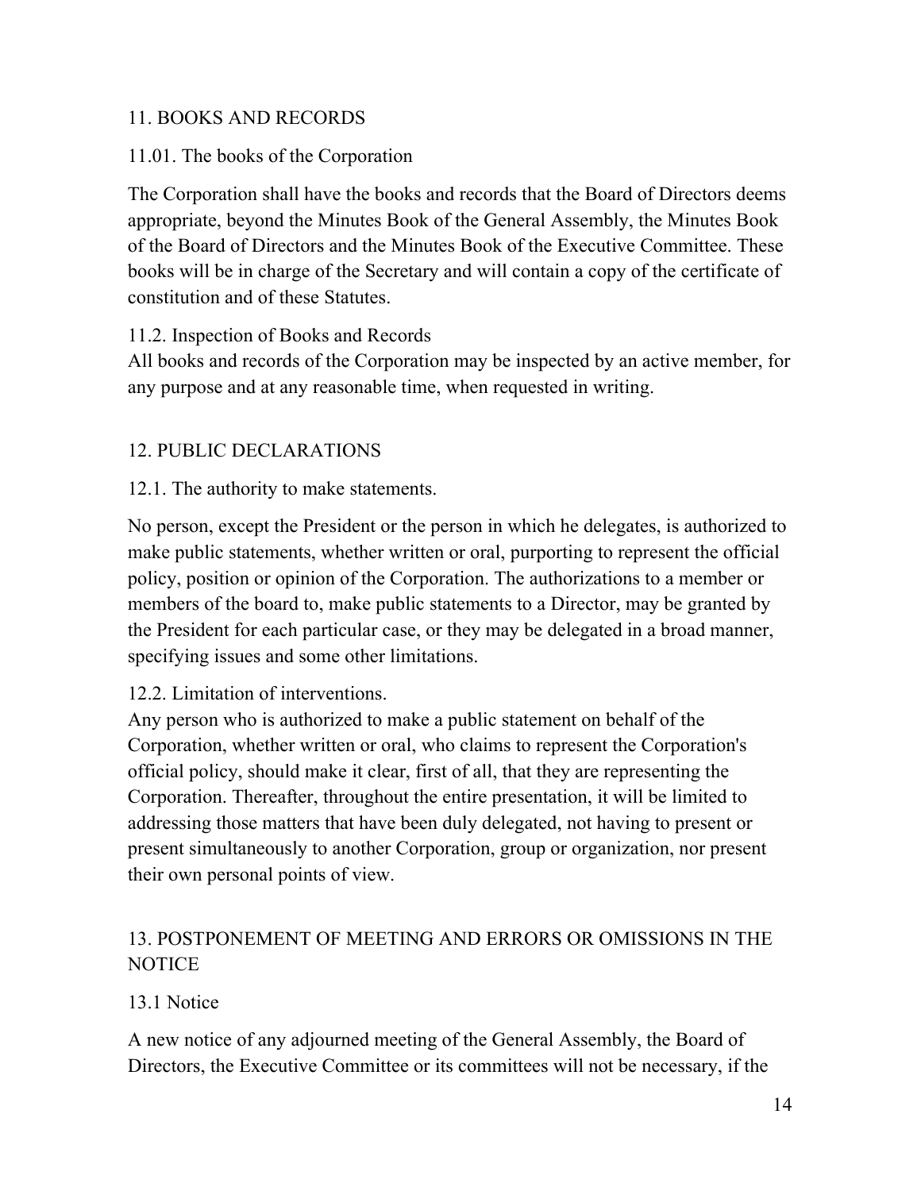## 11. BOOKS AND RECORDS

### 11.01. The books of the Corporation

The Corporation shall have the books and records that the Board of Directors deems appropriate, beyond the Minutes Book of the General Assembly, the Minutes Book of the Board of Directors and the Minutes Book of the Executive Committee. These books will be in charge of the Secretary and will contain a copy of the certificate of constitution and of these Statutes.

### 11.2. Inspection of Books and Records

All books and records of the Corporation may be inspected by an active member, for any purpose and at any reasonable time, when requested in writing.

## 12. PUBLIC DECLARATIONS

### 12.1. The authority to make statements.

No person, except the President or the person in which he delegates, is authorized to make public statements, whether written or oral, purporting to represent the official policy, position or opinion of the Corporation. The authorizations to a member or members of the board to, make public statements to a Director, may be granted by the President for each particular case, or they may be delegated in a broad manner, specifying issues and some other limitations.

### 12.2. Limitation of interventions.

Any person who is authorized to make a public statement on behalf of the Corporation, whether written or oral, who claims to represent the Corporation's official policy, should make it clear, first of all, that they are representing the Corporation. Thereafter, throughout the entire presentation, it will be limited to addressing those matters that have been duly delegated, not having to present or present simultaneously to another Corporation, group or organization, nor present their own personal points of view.

## 13. POSTPONEMENT OF MEETING AND ERRORS OR OMISSIONS IN THE NOTICE

### 13.1 Notice

A new notice of any adjourned meeting of the General Assembly, the Board of Directors, the Executive Committee or its committees will not be necessary, if the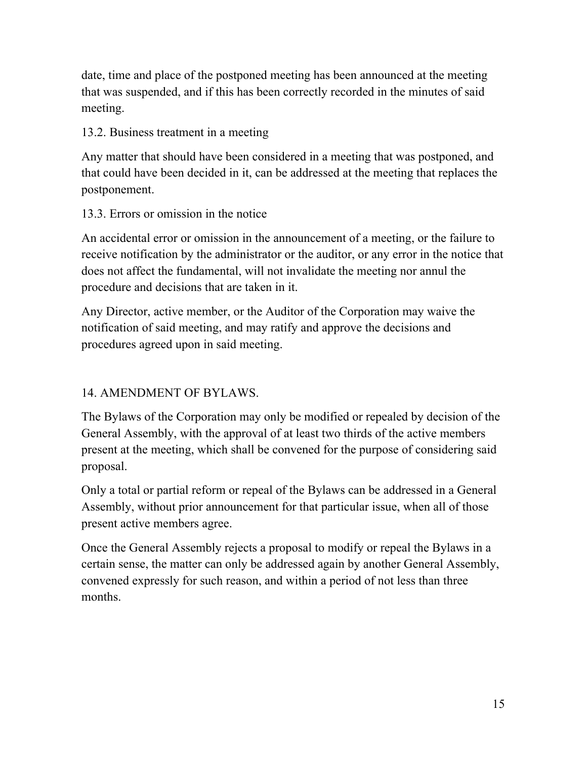date, time and place of the postponed meeting has been announced at the meeting that was suspended, and if this has been correctly recorded in the minutes of said meeting.

### 13.2. Business treatment in a meeting

Any matter that should have been considered in a meeting that was postponed, and that could have been decided in it, can be addressed at the meeting that replaces the postponement.

### 13.3. Errors or omission in the notice

An accidental error or omission in the announcement of a meeting, or the failure to receive notification by the administrator or the auditor, or any error in the notice that does not affect the fundamental, will not invalidate the meeting nor annul the procedure and decisions that are taken in it.

Any Director, active member, or the Auditor of the Corporation may waive the notification of said meeting, and may ratify and approve the decisions and procedures agreed upon in said meeting.

## 14. AMENDMENT OF BYLAWS.

The Bylaws of the Corporation may only be modified or repealed by decision of the General Assembly, with the approval of at least two thirds of the active members present at the meeting, which shall be convened for the purpose of considering said proposal.

Only a total or partial reform or repeal of the Bylaws can be addressed in a General Assembly, without prior announcement for that particular issue, when all of those present active members agree.

Once the General Assembly rejects a proposal to modify or repeal the Bylaws in a certain sense, the matter can only be addressed again by another General Assembly, convened expressly for such reason, and within a period of not less than three months.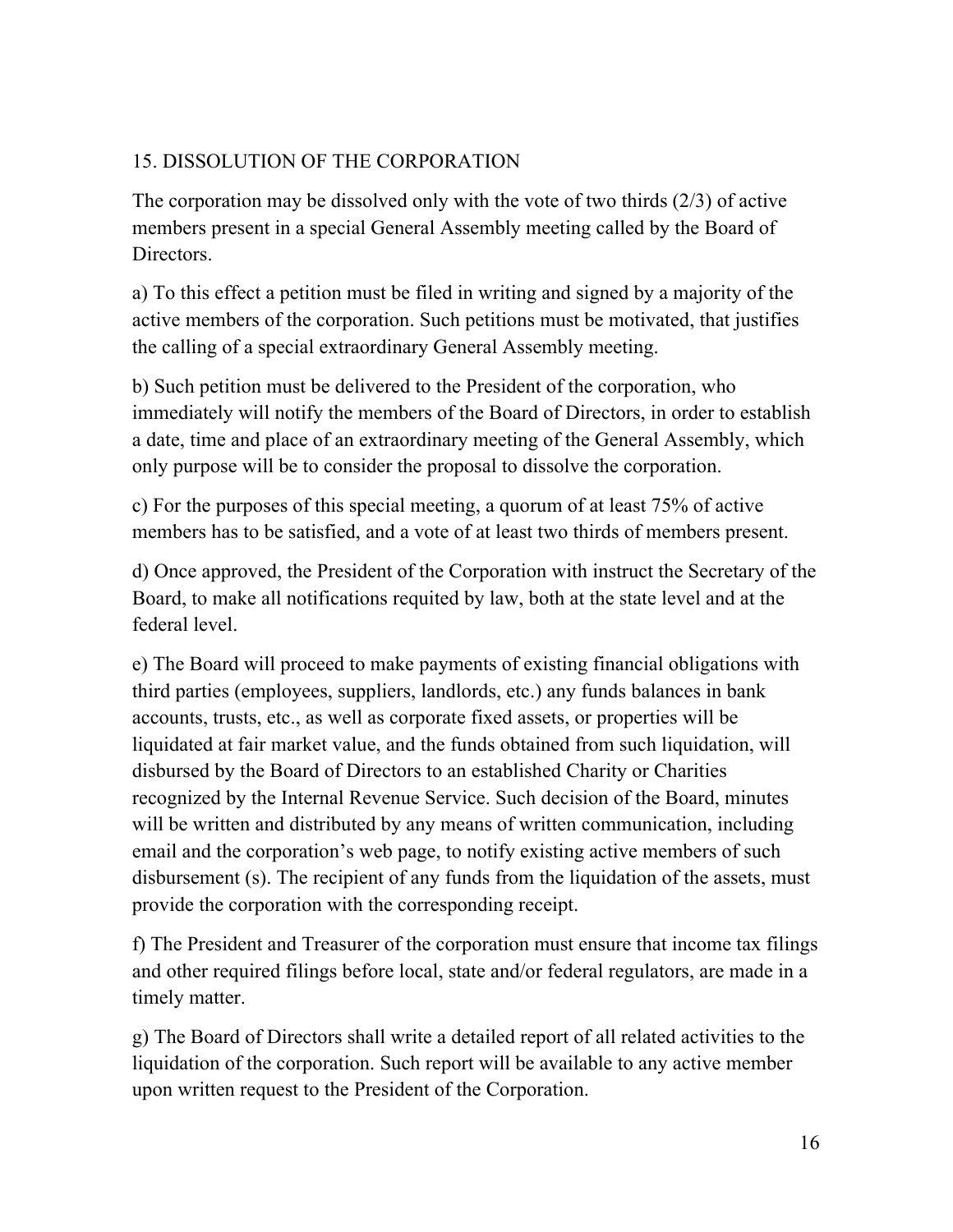## 15. DISSOLUTION OF THE CORPORATION

The corporation may be dissolved only with the vote of two thirds (2/3) of active members present in a special General Assembly meeting called by the Board of Directors.

a) To this effect a petition must be filed in writing and signed by a majority of the active members of the corporation. Such petitions must be motivated, that justifies the calling of a special extraordinary General Assembly meeting.

b) Such petition must be delivered to the President of the corporation, who immediately will notify the members of the Board of Directors, in order to establish a date, time and place of an extraordinary meeting of the General Assembly, which only purpose will be to consider the proposal to dissolve the corporation.

c) For the purposes of this special meeting, a quorum of at least 75% of active members has to be satisfied, and a vote of at least two thirds of members present.

d) Once approved, the President of the Corporation with instruct the Secretary of the Board, to make all notifications requited by law, both at the state level and at the federal level.

e) The Board will proceed to make payments of existing financial obligations with third parties (employees, suppliers, landlords, etc.) any funds balances in bank accounts, trusts, etc., as well as corporate fixed assets, or properties will be liquidated at fair market value, and the funds obtained from such liquidation, will disbursed by the Board of Directors to an established Charity or Charities recognized by the Internal Revenue Service. Such decision of the Board, minutes will be written and distributed by any means of written communication, including email and the corporation's web page, to notify existing active members of such disbursement (s). The recipient of any funds from the liquidation of the assets, must provide the corporation with the corresponding receipt.

f) The President and Treasurer of the corporation must ensure that income tax filings and other required filings before local, state and/or federal regulators, are made in a timely matter.

g) The Board of Directors shall write a detailed report of all related activities to the liquidation of the corporation. Such report will be available to any active member upon written request to the President of the Corporation.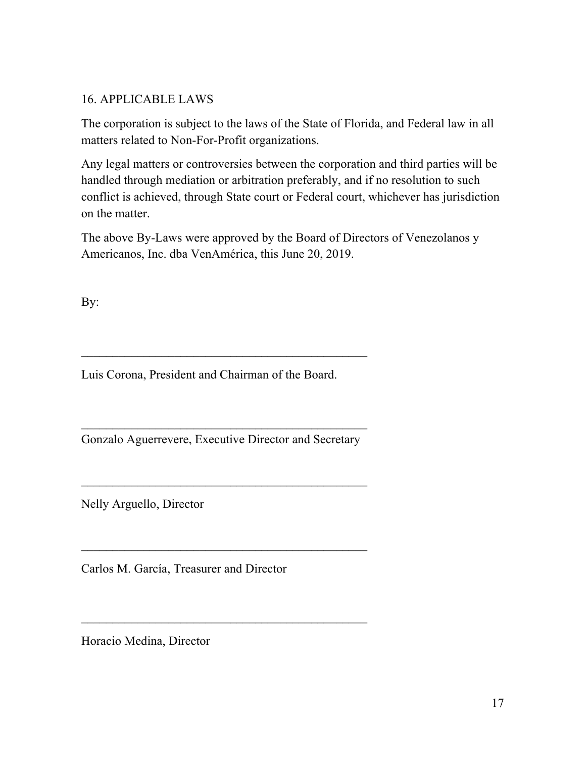## 16. APPLICABLE LAWS

The corporation is subject to the laws of the State of Florida, and Federal law in all matters related to Non-For-Profit organizations.

Any legal matters or controversies between the corporation and third parties will be handled through mediation or arbitration preferably, and if no resolution to such conflict is achieved, through State court or Federal court, whichever has jurisdiction on the matter.

The above By-Laws were approved by the Board of Directors of Venezolanos y Americanos, Inc. dba VenAmérica, this June 20, 2019.

By:

_______________________________________________

Luis Corona, President and Chairman of the Board.

_______________________________________________

Gonzalo Aguerrevere, Executive Director and Secretary

_______________________________________________

Nelly Arguello, Director

_______________________________________________

Carlos M. García, Treasurer and Director

_______________________________________________

Horacio Medina, Director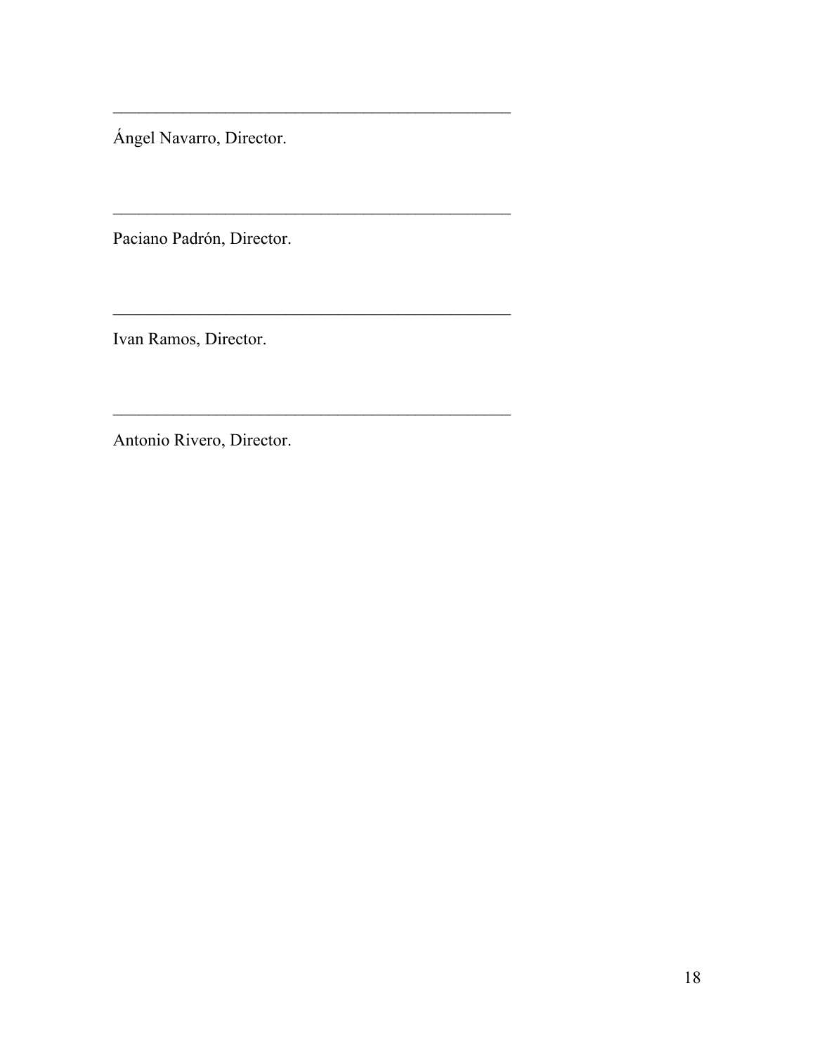_______________________________________________

Ángel Navarro, Director.

_______________________________________________

Paciano Padrón, Director.

_______________________________________________

Ivan Ramos, Director.

_______________________________________________

Antonio Rivero, Director.